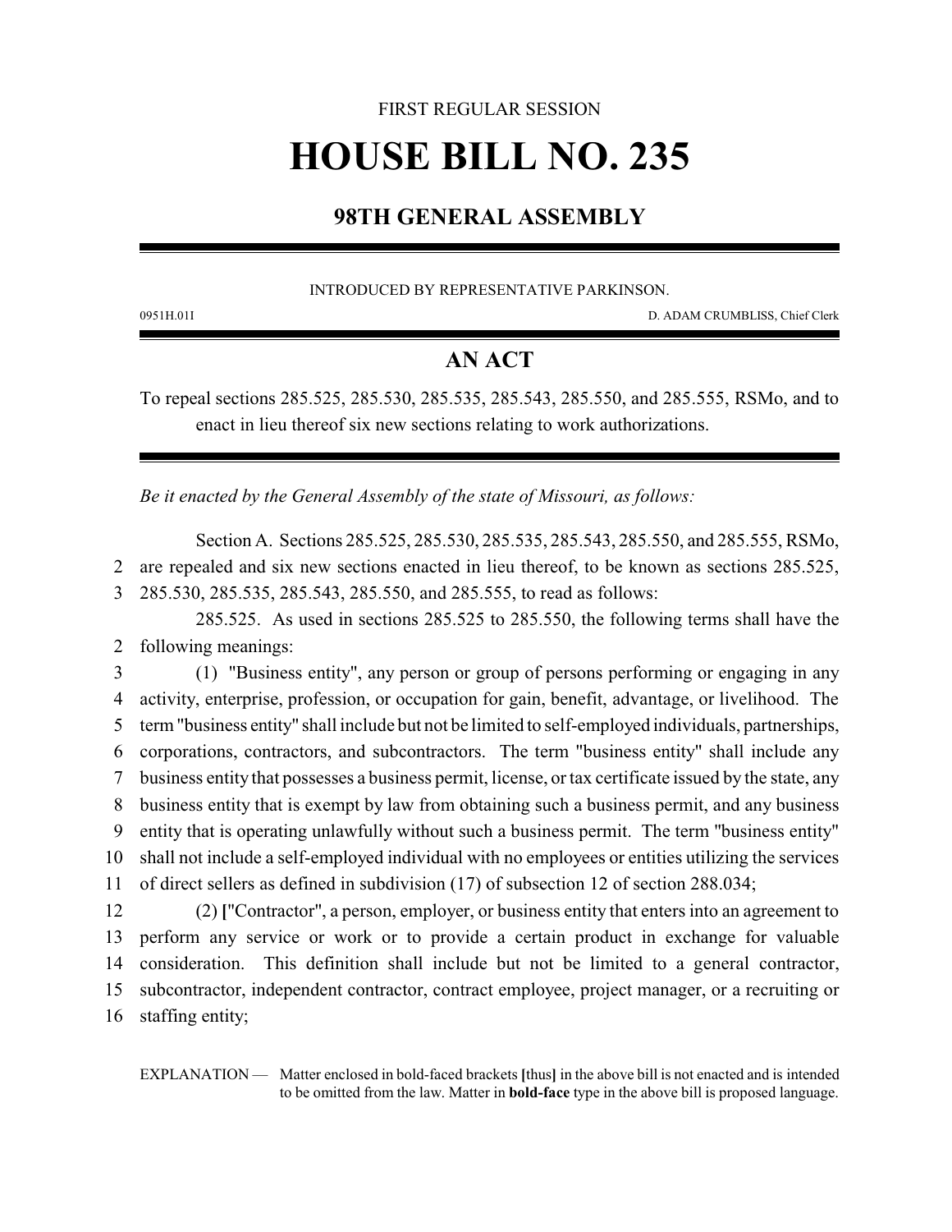FIRST REGULAR SESSION

# HOUSE BILL NO. 235

## 98TH GENERAL ASSEMBLY

INTRODUCED BY REPRESENTATIVE PARKINSON.

0951H.01I D. ADAM CRUMBLISS, Chief Clerk

## AN ACT

To repeal sections 285.525, 285.530, 285.535, 285.543, 285.550, and 285.555, RSMo, and to enact in lieu thereof six new sections relating to work authorizations.

*Be it enacted by the General Assembly of the state of Missouri, as follows:*

Section A. Sections 285.525, 285.530, 285.535, 285.543, 285.550, and 285.555, RSMo, are repealed and six new sections enacted in lieu thereof, to be known as sections 285.525, 285.530, 285.535, 285.543, 285.550, and 285.555, to read as follows:

285.525. As used in sections 285.525 to 285.550, the following terms shall have the following meanings:

(1) "Business entity", any person or group of persons performing or engaging in any activity, enterprise, profession, or occupation for gain, benefit, advantage, or livelihood. The term "business entity" shall include but not be limited to self-employed individuals, partnerships, corporations, contractors, and subcontractors. The term "business entity" shall include any business entity that possesses a business permit, license, or tax certificate issued by the state, any business entity that is exempt by law from obtaining such a business permit, and any business entity that is operating unlawfully without such a business permit. The term "business entity" shall not include a self-employed individual with no employees or entities utilizing the services of direct sellers as defined in subdivision (17) of subsection 12 of section 288.034;

(2) **[**"Contractor", a person, employer, or business entity that enters into an agreement to perform any service or work or to provide a certain product in exchange for valuable consideration. This definition shall include but not be limited to a general contractor, subcontractor, independent contractor, contract employee, project manager, or a recruiting or staffing entity;

EXPLANATION — Matter enclosed in bold-faced brackets **[**thus**]** in the above bill is not enacted and is intended to be omitted from the law. Matter in **bold-face** type in the above bill is proposed language.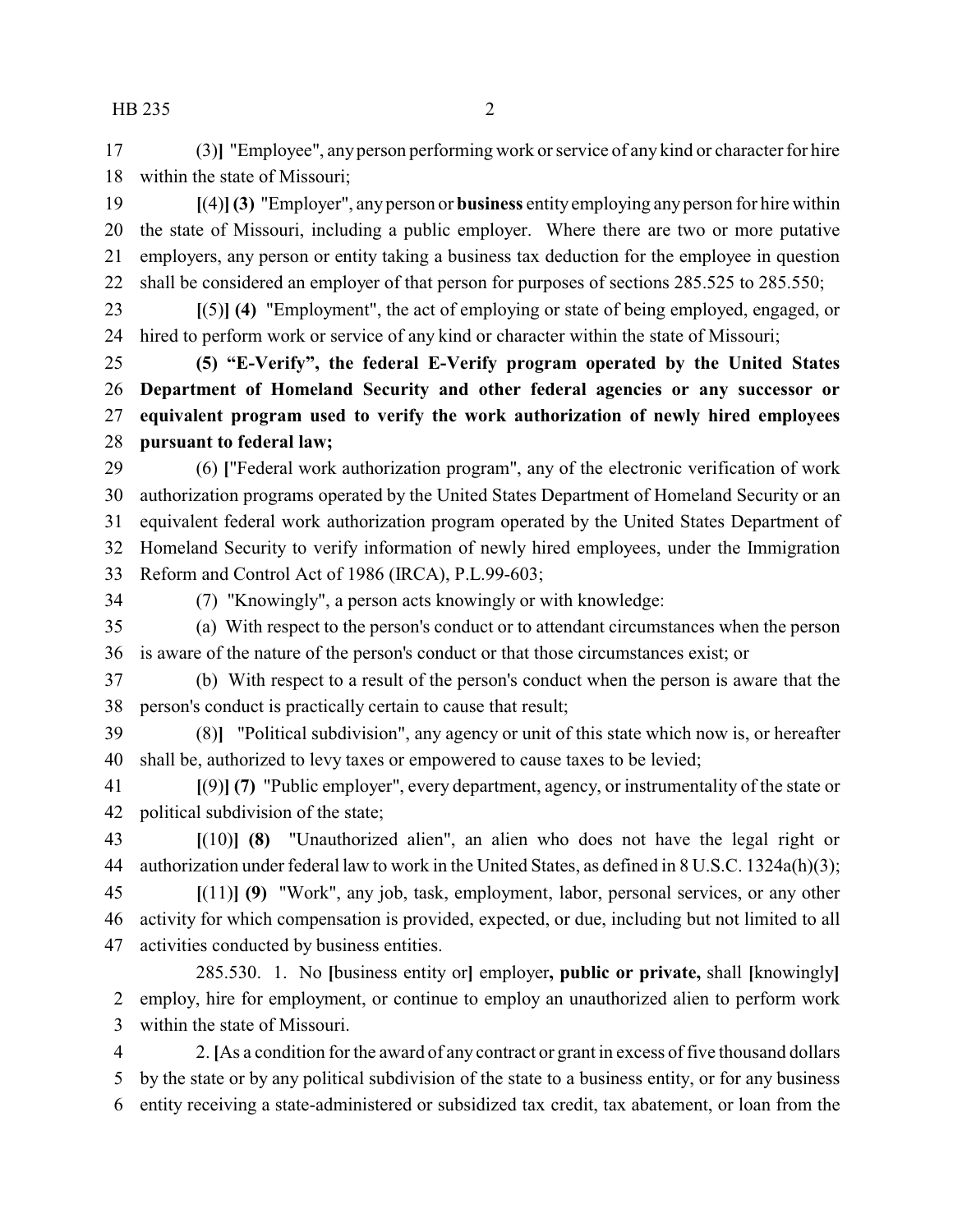(3)] "Employee", any person performing work or service of any kind or character for hire within the state of Missouri;

[(4)] **(3)** "Employer", any person or **business** entity employing any person for hire within the state of Missouri, including a public employer. Where there are two or more putative employers, any person or entity taking a business tax deduction for the employee in question shall be considered an employer of that person for purposes of sections 285.525 to 285.550;

[(5)] **(4)** "Employment", the act of employing or state of being employed, engaged, or hired to perform work or service of any kind or character within the state of Missouri;

**(5) "E-Verify", the federal E-Verify program operated by the United States Department of Homeland Security and other federal agencies or any successor or equivalent program used to verify the work authorization of newly hired employees pursuant to federal law;**

(6) ["Federal work authorization program", any of the electronic verification of work authorization programs operated by the United States Department of Homeland Security or an equivalent federal work authorization program operated by the United States Department of Homeland Security to verify information of newly hired employees, under the Immigration Reform and Control Act of 1986 (IRCA), P.L.99-603;

(7) "Knowingly", a person acts knowingly or with knowledge:

(a) With respect to the person's conduct or to attendant circumstances when the person is aware of the nature of the person's conduct or that those circumstances exist; or

(b) With respect to a result of the person's conduct when the person is aware that the person's conduct is practically certain to cause that result;

(8)] "Political subdivision", any agency or unit of this state which now is, or hereafter shall be, authorized to levy taxes or empowered to cause taxes to be levied;

[(9)] **(7)** "Public employer", every department, agency, or instrumentality of the state or political subdivision of the state;

[(10)] **(8)** "Unauthorized alien", an alien who does not have the legal right or authorization under federal law to work in the United States, as defined in 8 U.S.C. 1324a(h)(3);

[(11)] **(9)** "Work", any job, task, employment, labor, personal services, or any other activity for which compensation is provided, expected, or due, including but not limited to all activities conducted by business entities.

285.530. 1. No [business entity or] employer**, public or private,** shall [knowingly] employ, hire for employment, or continue to employ an unauthorized alien to perform work within the state of Missouri.

2. [As a condition for the award of any contract or grant in excess of five thousand dollars by the state or by any political subdivision of the state to a business entity, or for any business entity receiving a state-administered or subsidized tax credit, tax abatement, or loan from the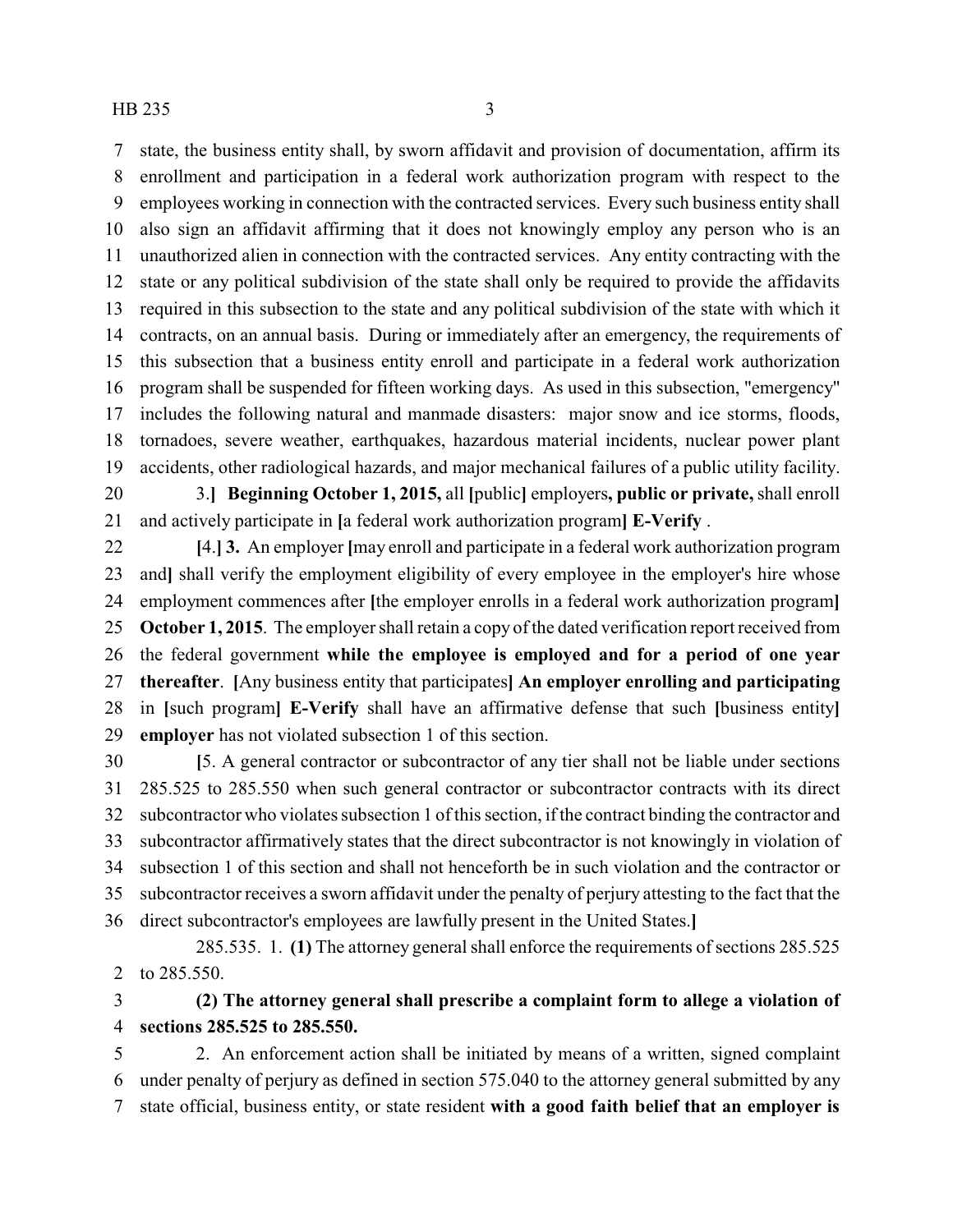state, the business entity shall, by sworn affidavit and provision of documentation, affirm its enrollment and participation in a federal work authorization program with respect to the employees working in connection with the contracted services. Every such business entity shall also sign an affidavit affirming that it does not knowingly employ any person who is an unauthorized alien in connection with the contracted services. Any entity contracting with the state or any political subdivision of the state shall only be required to provide the affidavits required in this subsection to the state and any political subdivision of the state with which it contracts, on an annual basis. During or immediately after an emergency, the requirements of this subsection that a business entity enroll and participate in a federal work authorization program shall be suspended for fifteen working days. As used in this subsection, "emergency" includes the following natural and manmade disasters: major snow and ice storms, floods, tornadoes, severe weather, earthquakes, hazardous material incidents, nuclear power plant accidents, other radiological hazards, and major mechanical failures of a public utility facility.

3.] **Beginning October 1, 2015,** all [public] employers**, public or private,** shall enroll and actively participate in [a federal work authorization program] **E-Verify** .

[4.] **3.** An employer [may enroll and participate in a federal work authorization program and] shall verify the employment eligibility of every employee in the employer's hire whose employment commences after [the employer enrolls in a federal work authorization program] **October 1, 2015**. The employer shall retain a copy of the dated verification report received from the federal government **while the employee is employed and for a period of one year thereafter**. [Any business entity that participates] **An employer enrolling and participating** in [such program] **E-Verify** shall have an affirmative defense that such [business entity] **employer** has not violated subsection 1 of this section.

[5. A general contractor or subcontractor of any tier shall not be liable under sections 285.525 to 285.550 when such general contractor or subcontractor contracts with its direct subcontractor who violates subsection 1 of this section, if the contract binding the contractor and subcontractor affirmatively states that the direct subcontractor is not knowingly in violation of subsection 1 of this section and shall not henceforth be in such violation and the contractor or subcontractor receives a sworn affidavit under the penalty of perjury attesting to the fact that the direct subcontractor's employees are lawfully present in the United States.]

285.535. 1. **(1)** The attorney general shall enforce the requirements of sections 285.525 to 285.550.

**(2) The attorney general shall prescribe a complaint form to allege a violation of sections 285.525 to 285.550.**

2. An enforcement action shall be initiated by means of a written, signed complaint under penalty of perjury as defined in section 575.040 to the attorney general submitted by any state official, business entity, or state resident **with a good faith belief that an employer is**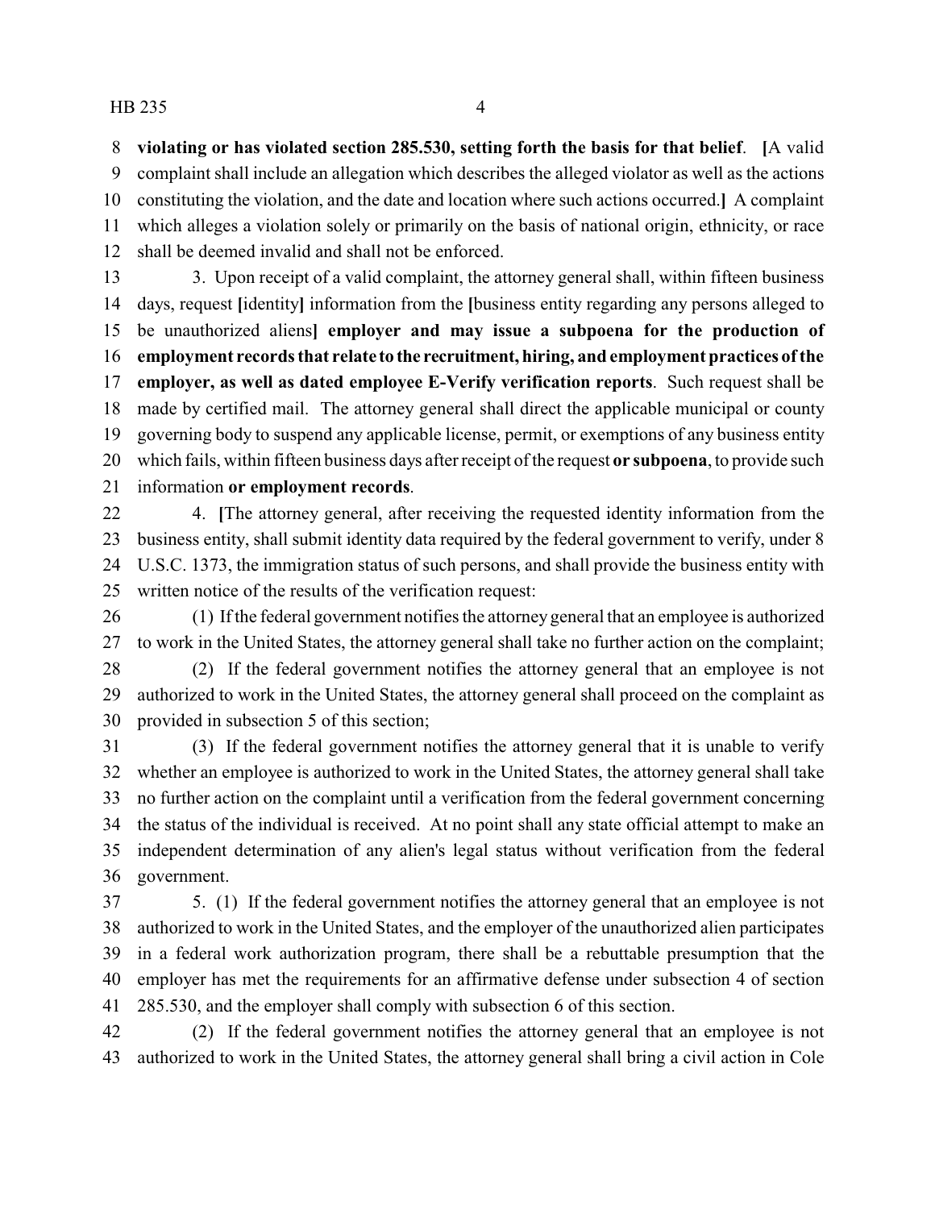**violating or has violated section 285.530, setting forth the basis for that belief**. [A valid complaint shall include an allegation which describes the alleged violator as well as the actions constituting the violation, and the date and location where such actions occurred.] A complaint which alleges a violation solely or primarily on the basis of national origin, ethnicity, or race shall be deemed invalid and shall not be enforced.

3. Upon receipt of a valid complaint, the attorney general shall, within fifteen business days, request [identity] information from the [business entity regarding any persons alleged to be unauthorized aliens] **employer and may issue a subpoena for the production of employment records that relate to the recruitment, hiring, and employment practices of the employer, as well as dated employee E-Verify verification reports**. Such request shall be made by certified mail. The attorney general shall direct the applicable municipal or county governing body to suspend any applicable license, permit, or exemptions of any business entity which fails, within fifteen business days after receipt of the request **or subpoena**, to provide such information **or employment records**.

4. [The attorney general, after receiving the requested identity information from the business entity, shall submit identity data required by the federal government to verify, under 8 U.S.C. 1373, the immigration status of such persons, and shall provide the business entity with written notice of the results of the verification request:

(1) If the federal government notifies the attorney general that an employee is authorized to work in the United States, the attorney general shall take no further action on the complaint;

(2) If the federal government notifies the attorney general that an employee is not authorized to work in the United States, the attorney general shall proceed on the complaint as provided in subsection 5 of this section;

(3) If the federal government notifies the attorney general that it is unable to verify whether an employee is authorized to work in the United States, the attorney general shall take no further action on the complaint until a verification from the federal government concerning the status of the individual is received. At no point shall any state official attempt to make an independent determination of any alien's legal status without verification from the federal government.

5. (1) If the federal government notifies the attorney general that an employee is not authorized to work in the United States, and the employer of the unauthorized alien participates in a federal work authorization program, there shall be a rebuttable presumption that the employer has met the requirements for an affirmative defense under subsection 4 of section 285.530, and the employer shall comply with subsection 6 of this section.

(2) If the federal government notifies the attorney general that an employee is not authorized to work in the United States, the attorney general shall bring a civil action in Cole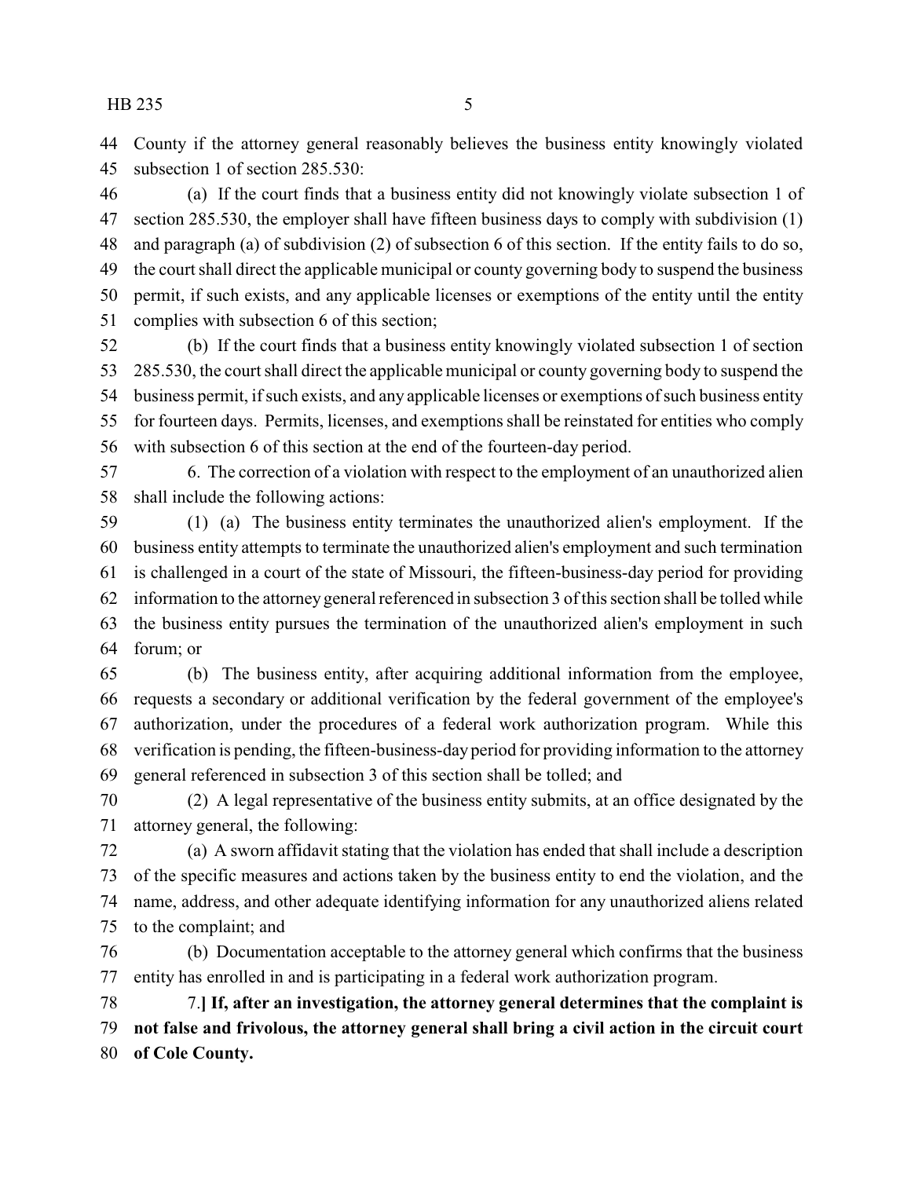County if the attorney general reasonably believes the business entity knowingly violated subsection 1 of section 285.530:

(a) If the court finds that a business entity did not knowingly violate subsection 1 of section 285.530, the employer shall have fifteen business days to comply with subdivision (1) and paragraph (a) of subdivision (2) of subsection 6 of this section. If the entity fails to do so, the court shall direct the applicable municipal or county governing body to suspend the business permit, if such exists, and any applicable licenses or exemptions of the entity until the entity complies with subsection 6 of this section;

(b) If the court finds that a business entity knowingly violated subsection 1 of section 285.530, the court shall direct the applicable municipal or county governing body to suspend the business permit, if such exists, and any applicable licenses or exemptions of such business entity for fourteen days. Permits, licenses, and exemptions shall be reinstated for entities who comply with subsection 6 of this section at the end of the fourteen-day period.

6. The correction of a violation with respect to the employment of an unauthorized alien shall include the following actions:

(1) (a) The business entity terminates the unauthorized alien's employment. If the business entity attempts to terminate the unauthorized alien's employment and such termination is challenged in a court of the state of Missouri, the fifteen-business-day period for providing information to the attorney general referenced in subsection 3 of this section shall be tolled while the business entity pursues the termination of the unauthorized alien's employment in such forum; or

(b) The business entity, after acquiring additional information from the employee, requests a secondary or additional verification by the federal government of the employee's authorization, under the procedures of a federal work authorization program. While this verification is pending, the fifteen-business-day period for providing information to the attorney general referenced in subsection 3 of this section shall be tolled; and

(2) A legal representative of the business entity submits, at an office designated by the attorney general, the following:

(a) A sworn affidavit stating that the violation has ended that shall include a description of the specific measures and actions taken by the business entity to end the violation, and the name, address, and other adequate identifying information for any unauthorized aliens related to the complaint; and

(b) Documentation acceptable to the attorney general which confirms that the business entity has enrolled in and is participating in a federal work authorization program.

7.**] If, after an investigation, the attorney general determines that the complaint is not false and frivolous, the attorney general shall bring a civil action in the circuit court of Cole County.**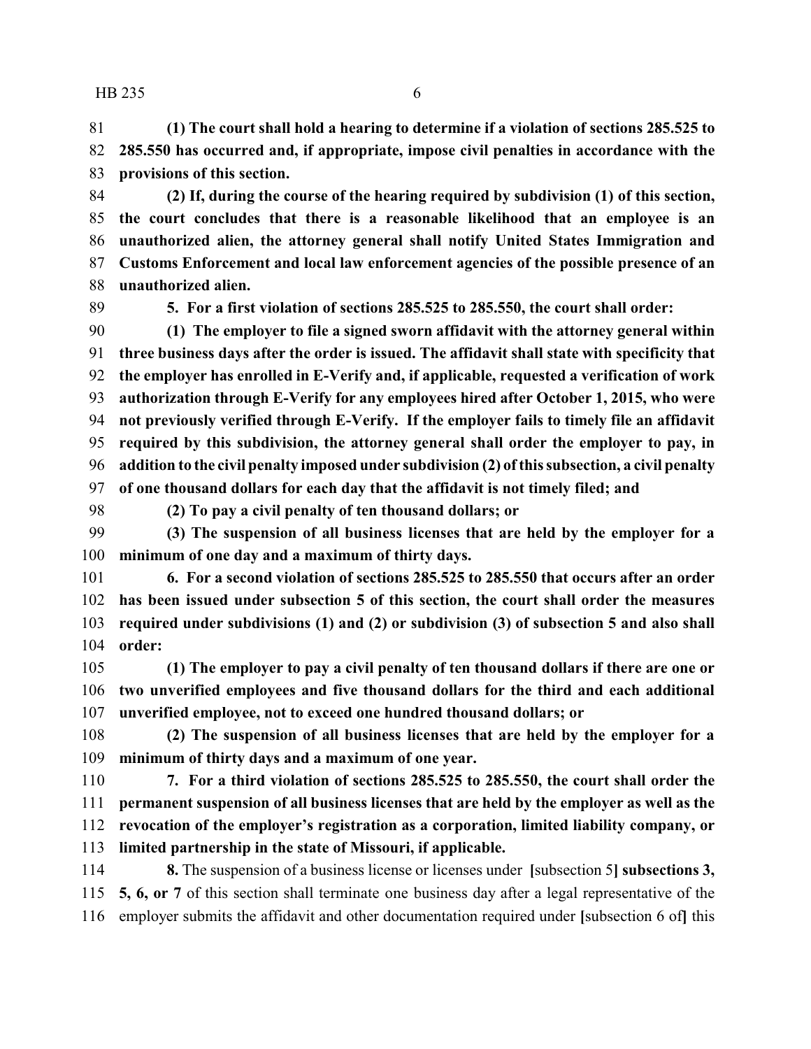**(1) The court shall hold a hearing to determine if a violation of sections 285.525 to 285.550 has occurred and, if appropriate, impose civil penalties in accordance with the provisions of this section.**

**(2) If, during the course of the hearing required by subdivision (1) of this section, the court concludes that there is a reasonable likelihood that an employee is an unauthorized alien, the attorney general shall notify United States Immigration and Customs Enforcement and local law enforcement agencies of the possible presence of an unauthorized alien.**

**5. For a first violation of sections 285.525 to 285.550, the court shall order:**

**(1) The employer to file a signed sworn affidavit with the attorney general within three business days after the order is issued. The affidavit shall state with specificity that the employer has enrolled in E-Verify and, if applicable, requested a verification of work authorization through E-Verify for any employees hired after October 1, 2015, who were not previously verified through E-Verify. If the employer fails to timely file an affidavit required by this subdivision, the attorney general shall order the employer to pay, in addition to the civil penalty imposed under subdivision (2) of this subsection, a civil penalty of one thousand dollars for each day that the affidavit is not timely filed; and**

**(2) To pay a civil penalty of ten thousand dollars; or**

**(3) The suspension of all business licenses that are held by the employer for a minimum of one day and a maximum of thirty days.**

**6. For a second violation of sections 285.525 to 285.550 that occurs after an order has been issued under subsection 5 of this section, the court shall order the measures required under subdivisions (1) and (2) or subdivision (3) of subsection 5 and also shall order:**

**(1) The employer to pay a civil penalty of ten thousand dollars if there are one or two unverified employees and five thousand dollars for the third and each additional unverified employee, not to exceed one hundred thousand dollars; or**

**(2) The suspension of all business licenses that are held by the employer for a minimum of thirty days and a maximum of one year.**

**7. For a third violation of sections 285.525 to 285.550, the court shall order the permanent suspension of all business licenses that are held by the employer as well as the revocation of the employer's registration as a corporation, limited liability company, or limited partnership in the state of Missouri, if applicable.**

**8.** The suspension of a business license or licenses under **[**subsection 5**] subsections 3, 5, 6, or 7** of this section shall terminate one business day after a legal representative of the employer submits the affidavit and other documentation required under **[**subsection 6 of**]** this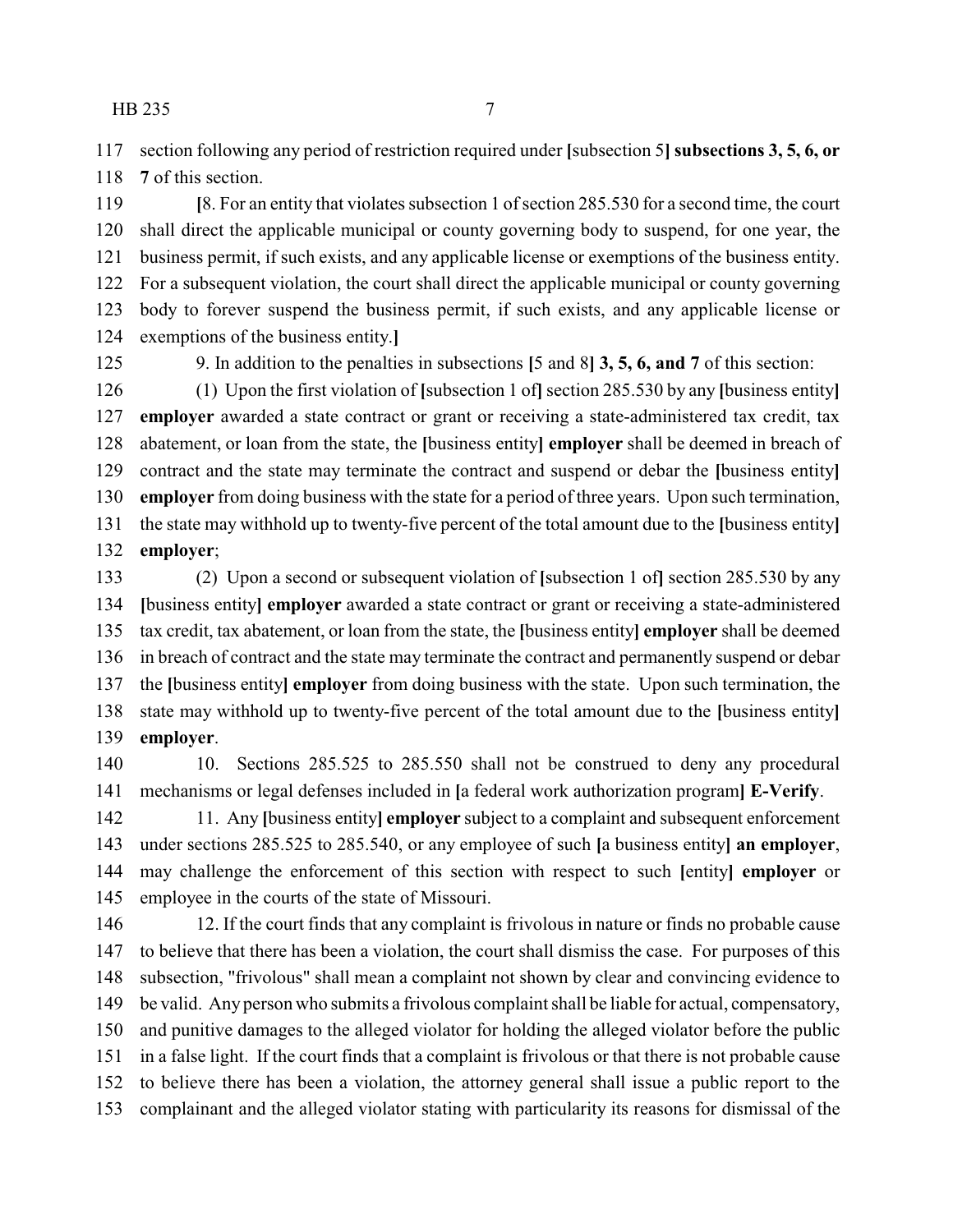section following any period of restriction required under [subsection 5] **subsections 3, 5, 6, or 7** of this section.

[8. For an entity that violates subsection 1 of section 285.530 for a second time, the court shall direct the applicable municipal or county governing body to suspend, for one year, the business permit, if such exists, and any applicable license or exemptions of the business entity. For a subsequent violation, the court shall direct the applicable municipal or county governing body to forever suspend the business permit, if such exists, and any applicable license or exemptions of the business entity.]

9. In addition to the penalties in subsections [5 and 8] **3, 5, 6, and 7** of this section:

(1) Upon the first violation of [subsection 1 of] section 285.530 by any [business entity] **employer** awarded a state contract or grant or receiving a state-administered tax credit, tax abatement, or loan from the state, the [business entity] **employer** shall be deemed in breach of contract and the state may terminate the contract and suspend or debar the [business entity] **employer** from doing business with the state for a period of three years. Upon such termination, the state may withhold up to twenty-five percent of the total amount due to the [business entity] **employer**;

(2) Upon a second or subsequent violation of [subsection 1 of] section 285.530 by any [business entity] **employer** awarded a state contract or grant or receiving a state-administered tax credit, tax abatement, or loan from the state, the [business entity] **employer** shall be deemed in breach of contract and the state may terminate the contract and permanently suspend or debar the [business entity] **employer** from doing business with the state. Upon such termination, the state may withhold up to twenty-five percent of the total amount due to the [business entity] **employer**.

10. Sections 285.525 to 285.550 shall not be construed to deny any procedural mechanisms or legal defenses included in [a federal work authorization program] **E-Verify**.

11. Any [business entity] **employer** subject to a complaint and subsequent enforcement under sections 285.525 to 285.540, or any employee of such [a business entity] **an employer**, may challenge the enforcement of this section with respect to such [entity] **employer** or employee in the courts of the state of Missouri.

12. If the court finds that any complaint is frivolous in nature or finds no probable cause to believe that there has been a violation, the court shall dismiss the case. For purposes of this subsection, "frivolous" shall mean a complaint not shown by clear and convincing evidence to be valid. Any person who submits a frivolous complaint shall be liable for actual, compensatory, and punitive damages to the alleged violator for holding the alleged violator before the public in a false light. If the court finds that a complaint is frivolous or that there is not probable cause to believe there has been a violation, the attorney general shall issue a public report to the complainant and the alleged violator stating with particularity its reasons for dismissal of the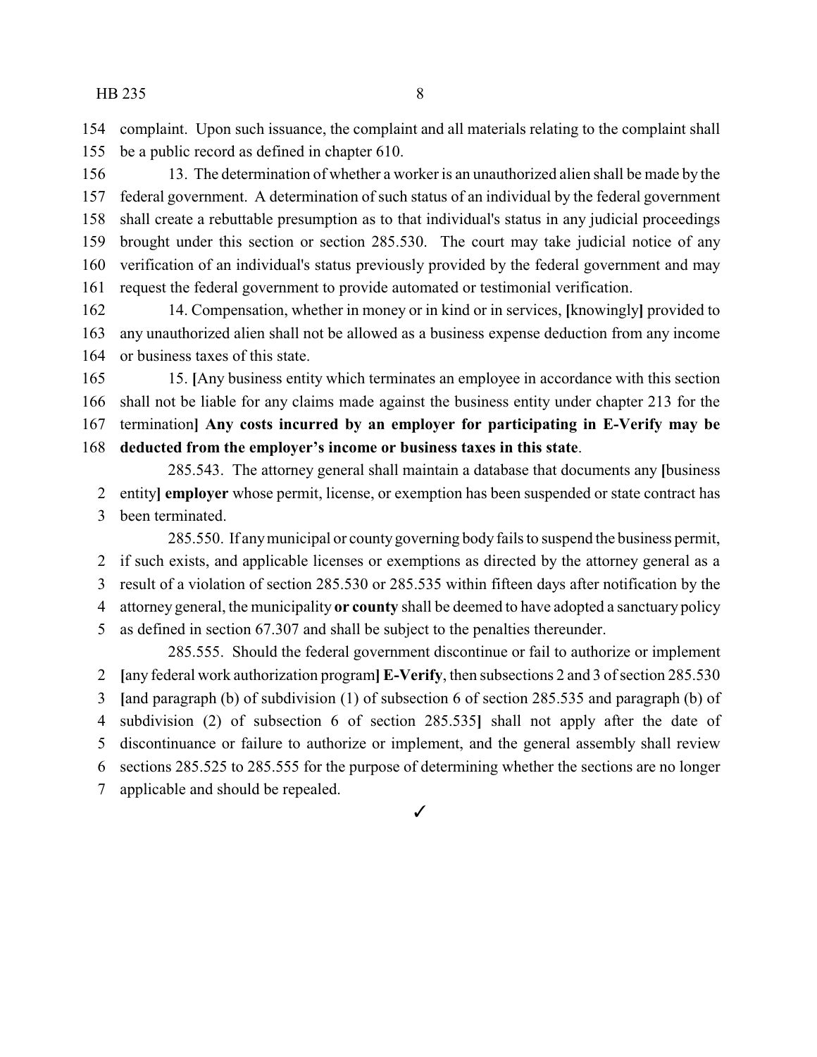complaint. Upon such issuance, the complaint and all materials relating to the complaint shall be a public record as defined in chapter 610.

13. The determination of whether a worker is an unauthorized alien shall be made by the federal government. A determination of such status of an individual by the federal government shall create a rebuttable presumption as to that individual's status in any judicial proceedings brought under this section or section 285.530. The court may take judicial notice of any verification of an individual's status previously provided by the federal government and may request the federal government to provide automated or testimonial verification.

14. Compensation, whether in money or in kind or in services, **[**knowingly**]** provided to any unauthorized alien shall not be allowed as a business expense deduction from any income or business taxes of this state.

15. **[**Any business entity which terminates an employee in accordance with this section shall not be liable for any claims made against the business entity under chapter 213 for the termination**] Any costs incurred by an employer for participating in E-Verify may be deducted from the employer's income or business taxes in this state**.

285.543. The attorney general shall maintain a database that documents any **[**business entity**] employer** whose permit, license, or exemption has been suspended or state contract has been terminated.

285.550. If any municipal or county governing body fails to suspend the business permit, if such exists, and applicable licenses or exemptions as directed by the attorney general as a result of a violation of section 285.530 or 285.535 within fifteen days after notification by the attorney general, the municipality **or county** shall be deemed to have adopted a sanctuary policy as defined in section 67.307 and shall be subject to the penalties thereunder.

285.555. Should the federal government discontinue or fail to authorize or implement **[**any federal work authorization program**] E-Verify**, then subsections 2 and 3 of section 285.530 **[**and paragraph (b) of subdivision (1) of subsection 6 of section 285.535 and paragraph (b) of subdivision (2) of subsection 6 of section 285.535**]** shall not apply after the date of discontinuance or failure to authorize or implement, and the general assembly shall review sections 285.525 to 285.555 for the purpose of determining whether the sections are no longer applicable and should be repealed.

✓